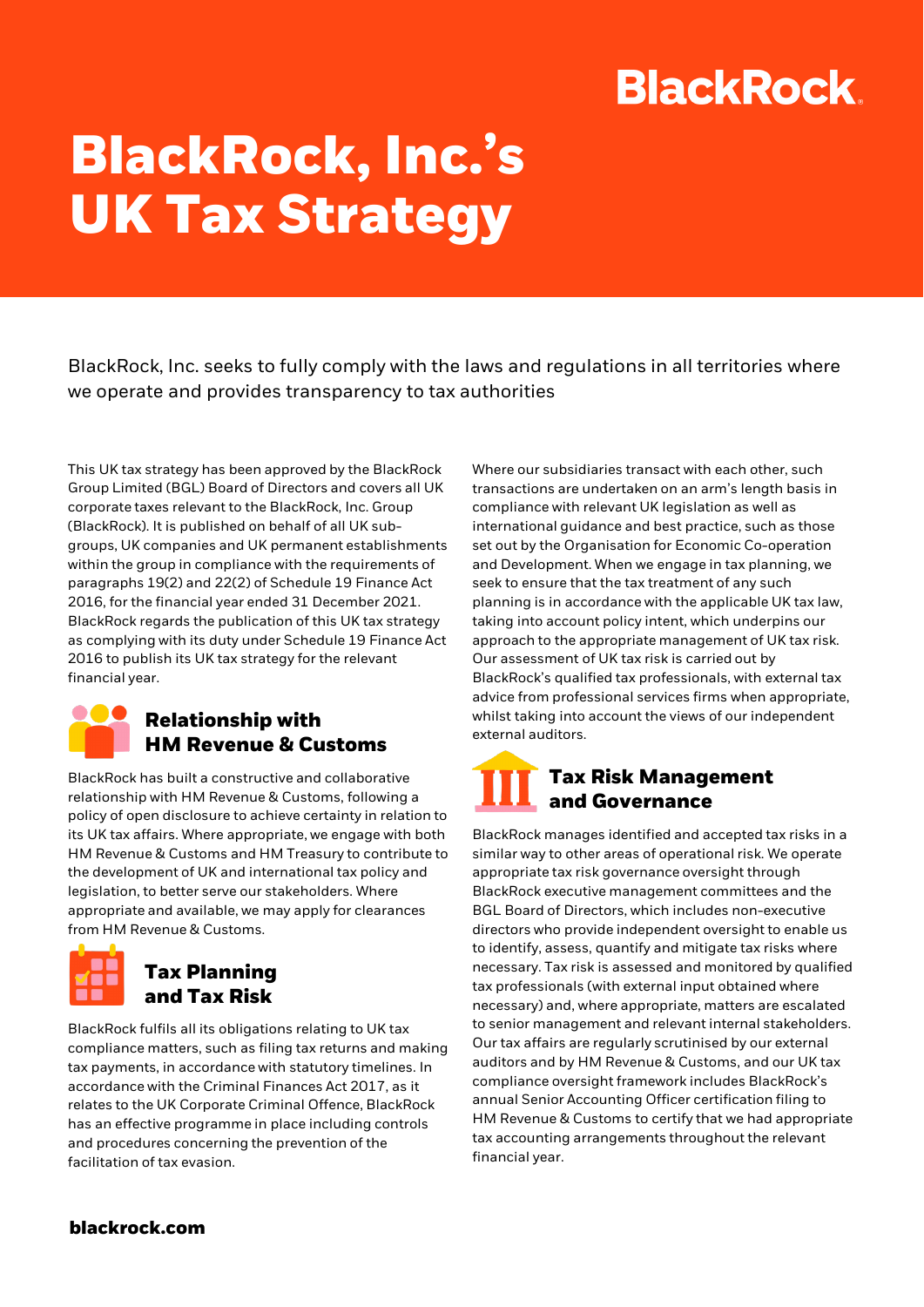# BlackRock, Inc.'s UK Tax Strategy

BlackRock, Inc. seeks to fully comply with the laws and regulations in all territories where we operate and provides transparency to tax authorities

This UK tax strategy has been approved by the BlackRock Group Limited (BGL) Board of Directors and covers all UK corporate taxes relevant to the BlackRock, Inc. Group (BlackRock). It is published on behalf of all UK sub-groups, UK companies and UK permanent establishments within the group in compliance with the requirements of paragraphs 19(2) and 22(2) of Schedule 19 Finance Act 2016, for the financial year ended 31 December 2021. BlackRock regards the publication of this UK tax strategy as complying with its duty under Schedule 19 Finance Act 2016 to publish its UK tax strategy for the relevant financial year.

## Relationship with HM Revenue & Customs

BlackRock has built a constructive and collaborative relationship with HM Revenue & Customs, following a policy of open disclosure to achieve certainty in relation to its UK tax affairs. Where appropriate, we engage with both HM Revenue & Customs and HM Treasury to contribute to the development of UK and international tax policy and legislation, to better serve our stakeholders. Where appropriate and available, we may apply for clearances from HM Revenue & Customs.

## Tax Planning and Tax Risk

BlackRock fulfils all its obligations relating to UK tax compliance matters, such as filing tax returns and making tax payments, in accordance with statutory timelines. In accordance with the Criminal Finances Act 2017, as it relates to the UK Corporate Criminal Offence, BlackRock has an effective programme in place including controls and procedures concerning the prevention of the facilitation of tax evasion.

Where our subsidiaries transact with each other, such transactions are undertaken on an arm's length basis in compliance with relevant UK legislation as well as international guidance and best practice, such as those set out by the Organisation for Economic Co-operation and Development. When we engage in tax planning, we seek to ensure that the tax treatment of any such planning is in accordance with the applicable UK tax law, taking into account policy intent, which underpins our approach to the appropriate management of UK tax risk. Our assessment of UK tax risk is carried out by BlackRock's qualified tax professionals, with external tax advice from professional services firms when appropriate, whilst taking into account the views of our independent external auditors.

## Tax Risk Management and Governance

BlackRock manages identified and accepted tax risks in a similar way to other areas of operational risk. We operate appropriate tax risk governance oversight through BlackRock executive management committees and the BGL Board of Directors, which includes non-executive directors who provide independent oversight to enable us to identify, assess, quantify and mitigate tax risks where necessary. Tax risk is assessed and monitored by qualified tax professionals (with external input obtained where necessary) and, where appropriate, matters are escalated to senior management and relevant internal stakeholders. Our tax affairs are regularly scrutinised by our external auditors and by HM Revenue & Customs, and our UK tax compliance oversight framework includes BlackRock's annual Senior Accounting Officer certification filing to HM Revenue & Customs to certify that we had appropriate tax accounting arrangements throughout the relevant financial year.

**blackrock.com**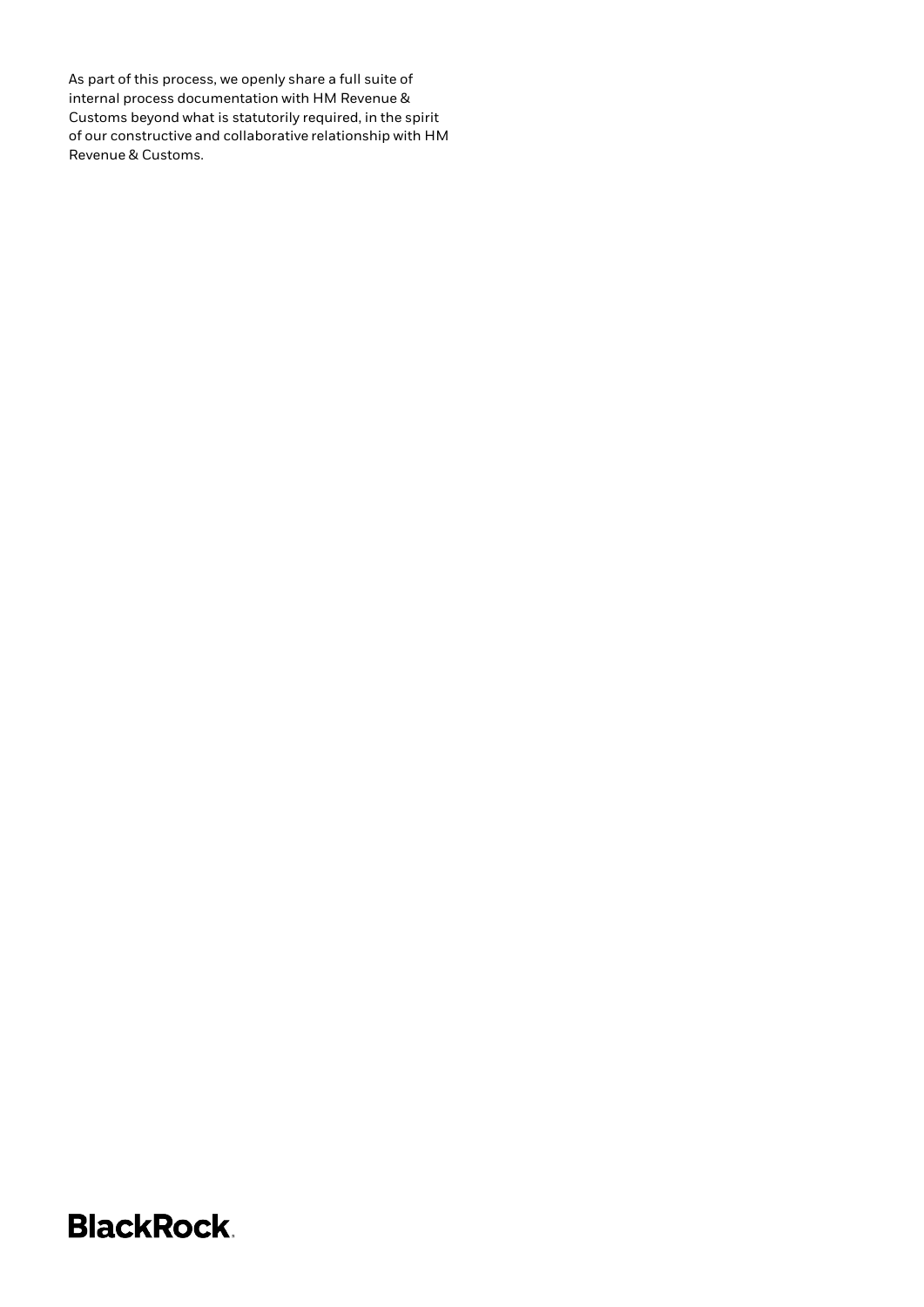As part of this process, we openly share a full suite of internal process documentation with HM Revenue & Customs beyond what is statutorily required, in the spirit of our constructive and collaborative relationship with HM Revenue & Customs.

**BlackRock.**